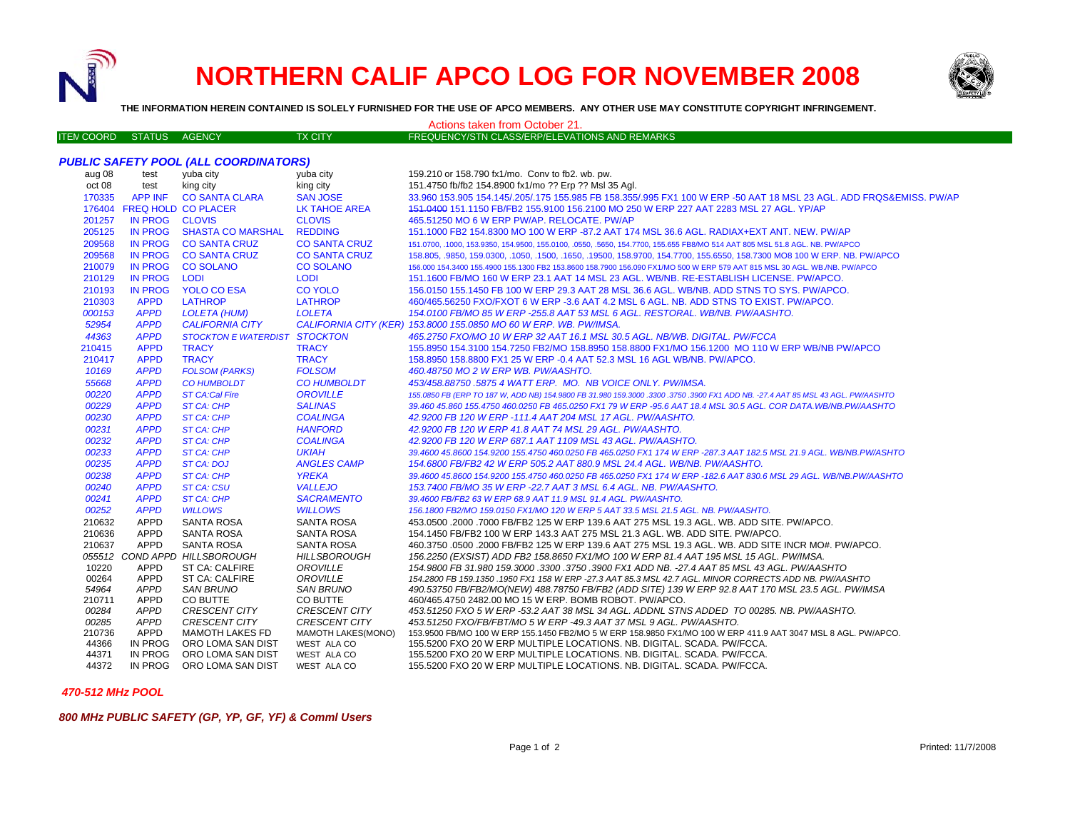# NORTHERN CALIF APCO LOG FOR NOVEMBER 2008

**THE INFORMATION HEREIN CONTAINED IS SOLELY FURNISHED FOR THE USE OF APCO MEMBERS. ANY OTHER USE MAY CONSTITUTE COPYRIGHT INFRINGEMENT.**

Actions taken from October 21.

| ITEM COORD | STATUS | AGENCY | TX CITY | FREQUENCY/STN CLASS/ERP/ELEVATIONS AND REMARKS |
|---|---|---|---|---|

### *PUBLIC SAFETY POOL (ALL COORDINATORS)*

| ITEM COORD | STATUS | AGENCY | TX CITY | FREQUENCY/STN CLASS/ERP/ELEVATIONS AND REMARKS |
|---|---|---|---|---|
| aug 08 | test | yuba city | yuba city | 159.210 or 158.790 fx1/mo. Conv to fb2. wb. pw. |
| oct 08 | test | king city | king city | 151.4750 fb/fb2 154.8900 fx1/mo ?? Erp ?? Msl 35 Agl. |
| 170335 | APP INF | CO SANTA CLARA | SAN JOSE | 33.960 153.905 154.145/.205/.175 155.985 FB 158.355/.995 FX1 100 W ERP -50 AAT 18 MSL 23 AGL. ADD FRQS&EMISS. PW/AP |
| 176404 | FREQ HOLD | CO PLACER | LK TAHOE AREA | ~~151.0400~~ 151.1150 FB/FB2 155.9100 156.2100 MO 250 W ERP 227 AAT 2283 MSL 27 AGL. YP/AP |
| 201257 | IN PROG | CLOVIS | CLOVIS | 465.51250 MO 6 W ERP PW/AP. RELOCATE. PW/AP |
| 205125 | IN PROG | SHASTA CO MARSHAL | REDDING | 151.1000 FB2 154.8300 MO 100 W ERP -87.2 AAT 174 MSL 36.6 AGL. RADIAX+EXT ANT. NEW. PW/AP |
| 209568 | IN PROG | CO SANTA CRUZ | CO SANTA CRUZ | 151.0700, .1000, 153.9350, 154.9500, 155.0100, .0550, .5650, 154.7700, 155.655 FB8/MO 514 AAT 805 MSL 51.8 AGL. NB. PW/APCO |
| 209568 | IN PROG | CO SANTA CRUZ | CO SANTA CRUZ | 158.805, .9850, 159.0300, .1050, .1500, .1650, .19500, 158.9700, 154.7700, 155.6550, 158.7300 MO8 100 W ERP. NB. PW/APCO |
| 210079 | IN PROG | CO SOLANO | CO SOLANO | 156.000 154.3400 155.4900 155.1300 FB2 153.8600 158.7900 156.090 FX1/MO 500 W ERP 579 AAT 815 MSL 30 AGL. WB./NB. PW/APCO |
| 210129 | IN PROG | LODI | LODI | 151.1600 FB/MO 160 W ERP 23.1 AAT 14 MSL 23 AGL. WB/NB. RE-ESTABLISH LICENSE. PW/APCO. |
| 210193 | IN PROG | YOLO CO ESA | CO YOLO | 156.0150 155.1450 FB 100 W ERP 29.3 AAT 28 MSL 36.6 AGL. WB/NB. ADD STNS TO SYS. PW/APCO. |
| 210303 | APPD | LATHROP | LATHROP | 460/465.56250 FXO/FXOT 6 W ERP -3.6 AAT 4.2 MSL 6 AGL. NB. ADD STNS TO EXIST. PW/APCO. |
| *000153* | *APPD* | *LOLETA (HUM)* | *LOLETA* | *154.0100 FB/MO 85 W ERP -255.8 AAT 53 MSL 6 AGL. RESTORAL. WB/NB. PW/AASHTO.* |
| *52954* | *APPD* | *CALIFORNIA CITY* | *CALIFORNIA CITY (KER)* | *153.8000 155.0850 MO 60 W ERP. WB. PW/IMSA.* |
| *44363* | *APPD* | *STOCKTON E WATERDIST* | *STOCKTON* | *465.2750 FXO/MO 10 W ERP 32 AAT 16.1 MSL 30.5 AGL. NB/WB. DIGITAL. PW/FCCA* |
| 210415 | APPD | TRACY | TRACY | 155.8950 154.3100 154.7250 FB2/MO 158.8950 158.8800 FX1/MO 156.1200 MO 110 W ERP WB/NB PW/APCO |
| 210417 | APPD | TRACY | TRACY | 158.8950 158.8800 FX1 25 W ERP -0.4 AAT 52.3 MSL 16 AGL WB/NB. PW/APCO. |
| *10169* | *APPD* | *FOLSOM (PARKS)* | *FOLSOM* | *460.48750 MO 2 W ERP WB. PW/AASHTO.* |
| *55668* | *APPD* | *CO HUMBOLDT* | *CO HUMBOLDT* | *453/458.88750 .5875 4 WATT ERP. MO. NB VOICE ONLY. PW/IMSA.* |
| *00220* | *APPD* | *ST CA:Cal Fire* | *OROVILLE* | *155.0850 FB (ERP TO 187 W, ADD NB) 154.9800 FB 31.980 159.3000 .3300 .3750 .3900 FX1 ADD NB. -27.4 AAT 85 MSL 43 AGL. PW/AASHTO* |
| *00229* | *APPD* | *ST CA: CHP* | *SALINAS* | *39.460 45.860 155.4750 460.0250 FB 465.0250 FX1 79 W ERP -95.6 AAT 18.4 MSL 30.5 AGL. COR DATA.WB/NB.PW/AASHTO* |
| *00230* | *APPD* | *ST CA: CHP* | *COALINGA* | *42.9200 FB 120 W ERP -111.4 AAT 204 MSL 17 AGL. PW/AASHTO.* |
| *00231* | *APPD* | *ST CA: CHP* | *HANFORD* | *42.9200 FB 120 W ERP 41.8 AAT 74 MSL 29 AGL. PW/AASHTO.* |
| *00232* | *APPD* | *ST CA: CHP* | *COALINGA* | *42.9200 FB 120 W ERP 687.1 AAT 1109 MSL 43 AGL. PW/AASHTO.* |
| *00233* | *APPD* | *ST CA: CHP* | *UKIAH* | *39.4600 45.8600 154.9200 155.4750 460.0250 FB 465.0250 FX1 174 W ERP -287.3 AAT 182.5 MSL 21.9 AGL. WB/NB.PW/ASHTO* |
| *00235* | *APPD* | *ST CA: DOJ* | *ANGLES CAMP* | *154.6800 FB/FB2 42 W ERP 505.2 AAT 880.9 MSL 24.4 AGL. WB/NB. PW/AASHTO.* |
| *00238* | *APPD* | *ST CA: CHP* | *YREKA* | *39.4600 45.8600 154.9200 155.4750 460.0250 FB 465.0250 FX1 174 W ERP -182.6 AAT 830.6 MSL 29 AGL. WB/NB.PW/AASHTO* |
| *00240* | *APPD* | *ST CA: CSU* | *VALLEJO* | *153.7400 FB/MO 35 W ERP -22.7 AAT 3 MSL 6.4 AGL. NB. PW/AASHTO.* |
| *00241* | *APPD* | *ST CA: CHP* | *SACRAMENTO* | *39.4600 FB/FB2 63 W ERP 68.9 AAT 11.9 MSL 91.4 AGL. PW/AASHTO.* |
| *00252* | *APPD* | *WILLOWS* | *WILLOWS* | *156.1800 FB2/MO 159.0150 FX1/MO 120 W ERP 5 AAT 33.5 MSL 21.5 AGL. NB. PW/AASHTO.* |
| 210632 | APPD | SANTA ROSA | SANTA ROSA | 453.0500 .2000 .7000 FB/FB2 125 W ERP 139.6 AAT 275 MSL 19.3 AGL. WB. ADD SITE. PW/APCO. |
| 210636 | APPD | SANTA ROSA | SANTA ROSA | 154.1450 FB/FB2 100 W ERP 143.3 AAT 275 MSL 21.3 AGL. WB. ADD SITE. PW/APCO. |
| 210637 | APPD | SANTA ROSA | SANTA ROSA | 460.3750 .0500 .2000 FB/FB2 125 W ERP 139.6 AAT 275 MSL 19.3 AGL. WB. ADD SITE INCR MO#. PW/APCO. |
| *055512* | *COND APPD* | *HILLSBOROUGH* | *HILLSBOROUGH* | *156.2250 (EXSIST) ADD FB2 158.8650 FX1/MO 100 W ERP 81.4 AAT 195 MSL 15 AGL. PW/IMSA.* |
| 10220 | APPD | ST CA: CALFIRE | *OROVILLE* | *154.9800 FB 31.980 159.3000 .3300 .3750 .3900 FX1 ADD NB. -27.4 AAT 85 MSL 43 AGL. PW/AASHTO* |
| 00264 | APPD | ST CA: CALFIRE | *OROVILLE* | *154.2800 FB 159.1350 .1950 FX1 158 W ERP -27.3 AAT 85.3 MSL 42.7 AGL. MINOR CORRECTS ADD NB. PW/AASHTO* |
| *54964* | *APPD* | *SAN BRUNO* | *SAN BRUNO* | *490.53750 FB/FB2/MO(NEW) 488.78750 FB/FB2 (ADD SITE) 139 W ERP 92.8 AAT 170 MSL 23.5 AGL. PW/IMSA* |
| 210711 | APPD | CO BUTTE | CO BUTTE | 460/465.4750 2482.00 MO 15 W ERP. BOMB ROBOT. PW/APCO. |
| *00284* | *APPD* | *CRESCENT CITY* | *CRESCENT CITY* | *453.51250 FXO 5 W ERP -53.2 AAT 38 MSL 34 AGL. ADDNL STNS ADDED TO 00285. NB. PW/AASHTO.* |
| *00285* | *APPD* | *CRESCENT CITY* | *CRESCENT CITY* | *453.51250 FXO/FB/FBT/MO 5 W ERP -49.3 AAT 37 MSL 9 AGL. PW/AASHTO.* |
| 210736 | APPD | MAMOTH LAKES FD | MAMOTH LAKES(MONO) | 153.9500 FB/MO 100 W ERP 155.1450 FB2/MO 5 W ERP 158.9850 FX1/MO 100 W ERP 411.9 AAT 3047 MSL 8 AGL. PW/APCO. |
| 44366 | IN PROG | ORO LOMA SAN DIST | WEST ALA CO | 155.5200 FXO 20 W ERP MULTIPLE LOCATIONS. NB. DIGITAL. SCADA. PW/FCCA. |
| 44371 | IN PROG | ORO LOMA SAN DIST | WEST ALA CO | 155.5200 FXO 20 W ERP MULTIPLE LOCATIONS. NB. DIGITAL. SCADA. PW/FCCA. |
| 44372 | IN PROG | ORO LOMA SAN DIST | WEST ALA CO | 155.5200 FXO 20 W ERP MULTIPLE LOCATIONS. NB. DIGITAL. SCADA. PW/FCCA. |

### *470-512 MHz POOL*

### *800 MHz PUBLIC SAFETY (GP, YP, GF, YF) & Comml Users*

Printed: 11/7/2008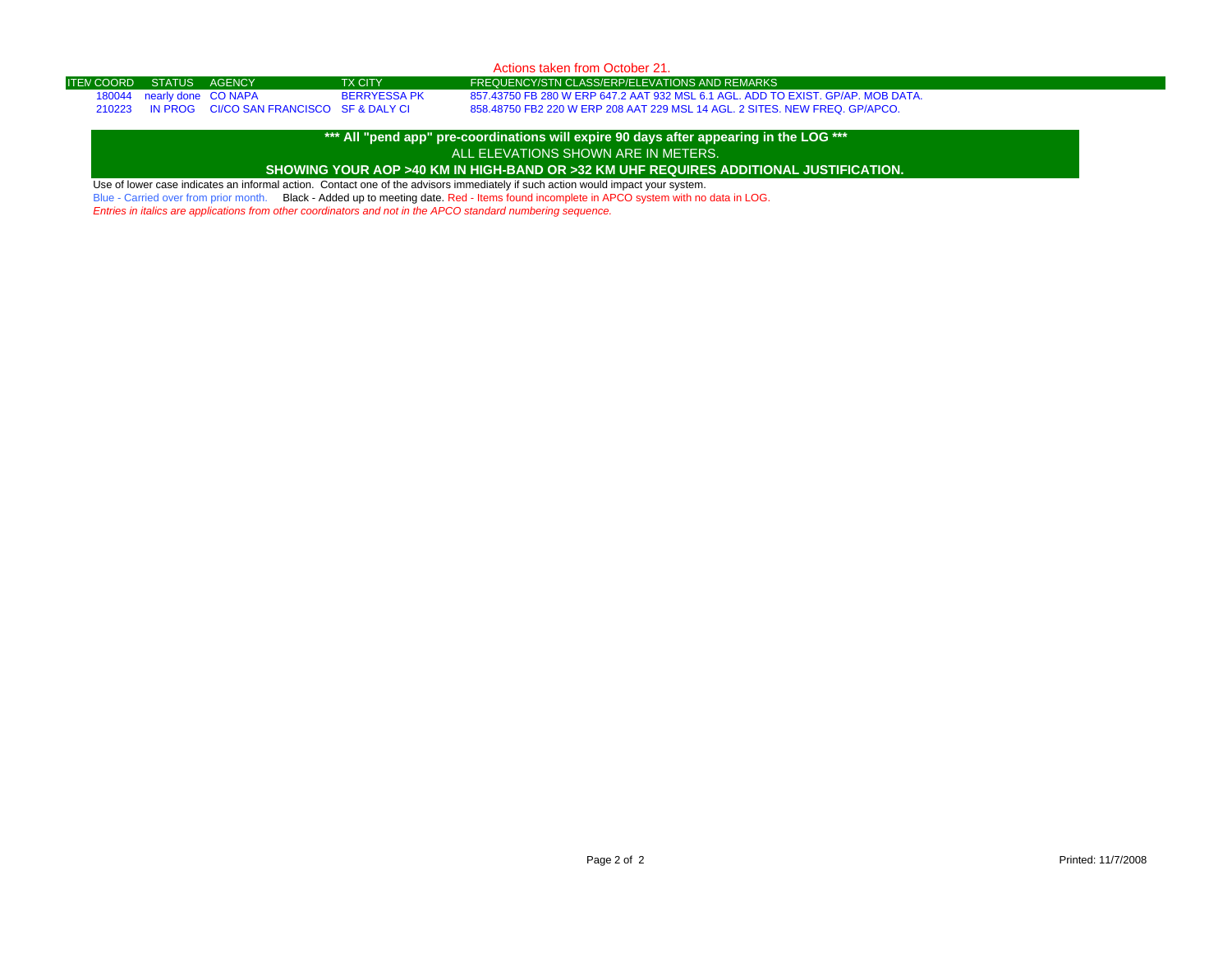Actions taken from October 21.

| ITEM COORD | STATUS | AGENCY | TX CITY | FREQUENCY/STN CLASS/ERP/ELEVATIONS AND REMARKS |
|---|---|---|---|---|
| 180044 | nearly done | CO NAPA | BERRYESSA PK | 857.43750 FB 280 W ERP 647.2 AAT 932 MSL 6.1 AGL. ADD TO EXIST. GP/AP. MOB DATA. |
| 210223 | IN PROG | CI/CO SAN FRANCISCO | SF & DALY CI | 858.48750 FB2 220 W ERP 208 AAT 229 MSL 14 AGL. 2 SITES. NEW FREQ. GP/APCO. |

**\*\*\* All "pend app" pre-coordinations will expire 90 days after appearing in the LOG \*\*\***

ALL ELEVATIONS SHOWN ARE IN METERS.

**SHOWING YOUR AOP >40 KM IN HIGH-BAND OR >32 KM UHF REQUIRES ADDITIONAL JUSTIFICATION.**

Use of lower case indicates an informal action. Contact one of the advisors immediately if such action would impact your system.

Blue - Carried over from prior month. Black - Added up to meeting date. Red - Items found incomplete in APCO system with no data in LOG.

*Entries in italics are applications from other coordinators and not in the APCO standard numbering sequence.*

Printed: 11/7/2008